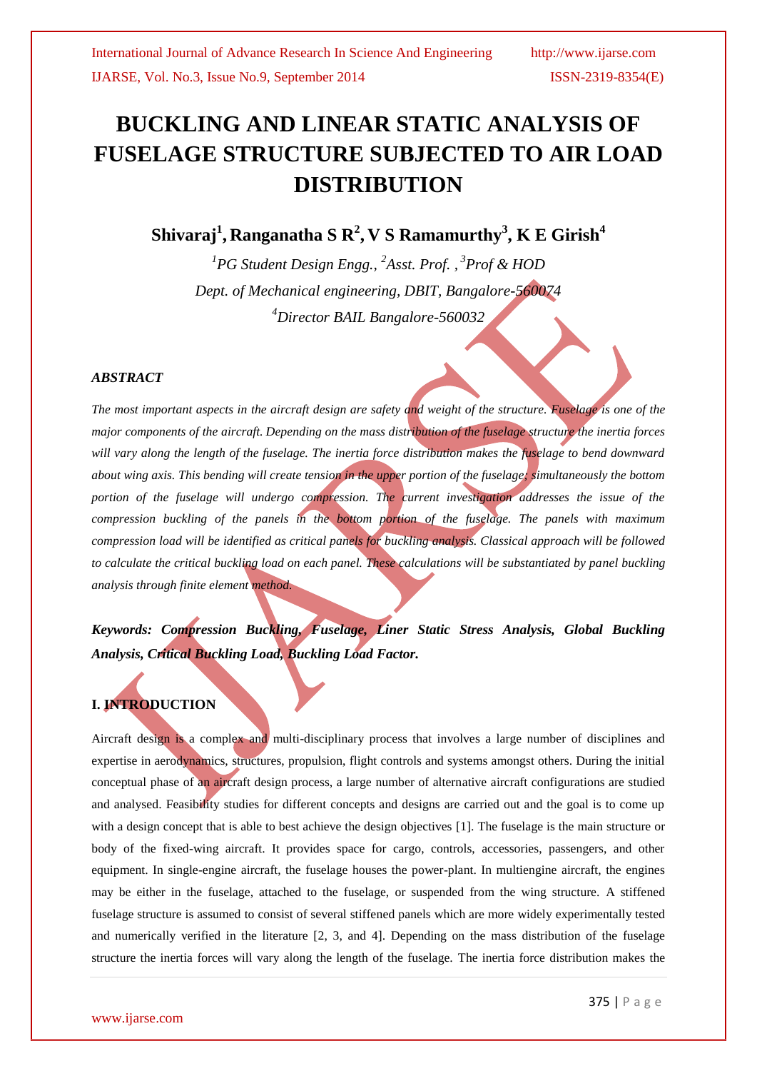# BUCKLING AND LINEAR STATIC ANALYSIS OF FUSELAGE STRUCTURE SUBJECTED TO AIR LOAD DISTRIBUTION

**Shivaraj[1], Ranganatha S R[2], V S Ramamurthy[3], K E Girish[4]**

*[1]PG Student Design Engg., [2]Asst. Prof. , [3]Prof & HOD*

*Dept. of Mechanical engineering, DBIT, Bangalore-560074*

*[4]Director BAIL Bangalore-560032*

***ABSTRACT***

*The most important aspects in the aircraft design are safety and weight of the structure. Fuselage is one of the major components of the aircraft. Depending on the mass distribution of the fuselage structure the inertia forces will vary along the length of the fuselage. The inertia force distribution makes the fuselage to bend downward about wing axis. This bending will create tension in the upper portion of the fuselage; simultaneously the bottom portion of the fuselage will undergo compression. The current investigation addresses the issue of the compression buckling of the panels in the bottom portion of the fuselage. The panels with maximum compression load will be identified as critical panels for buckling analysis. Classical approach will be followed to calculate the critical buckling load on each panel. These calculations will be substantiated by panel buckling analysis through finite element method.*

***Keywords: Compression Buckling, Fuselage, Liner Static Stress Analysis, Global Buckling Analysis, Critical Buckling Load, Buckling Load Factor.***

## I. INTRODUCTION

Aircraft design is a complex and multi-disciplinary process that involves a large number of disciplines and expertise in aerodynamics, structures, propulsion, flight controls and systems amongst others. During the initial conceptual phase of an aircraft design process, a large number of alternative aircraft configurations are studied and analysed. Feasibility studies for different concepts and designs are carried out and the goal is to come up with a design concept that is able to best achieve the design objectives [1]. The fuselage is the main structure or body of the fixed-wing aircraft. It provides space for cargo, controls, accessories, passengers, and other equipment. In single-engine aircraft, the fuselage houses the power-plant. In multiengine aircraft, the engines may be either in the fuselage, attached to the fuselage, or suspended from the wing structure. A stiffened fuselage structure is assumed to consist of several stiffened panels which are more widely experimentally tested and numerically verified in the literature [2, 3, and 4]. Depending on the mass distribution of the fuselage structure the inertia forces will vary along the length of the fuselage. The inertia force distribution makes the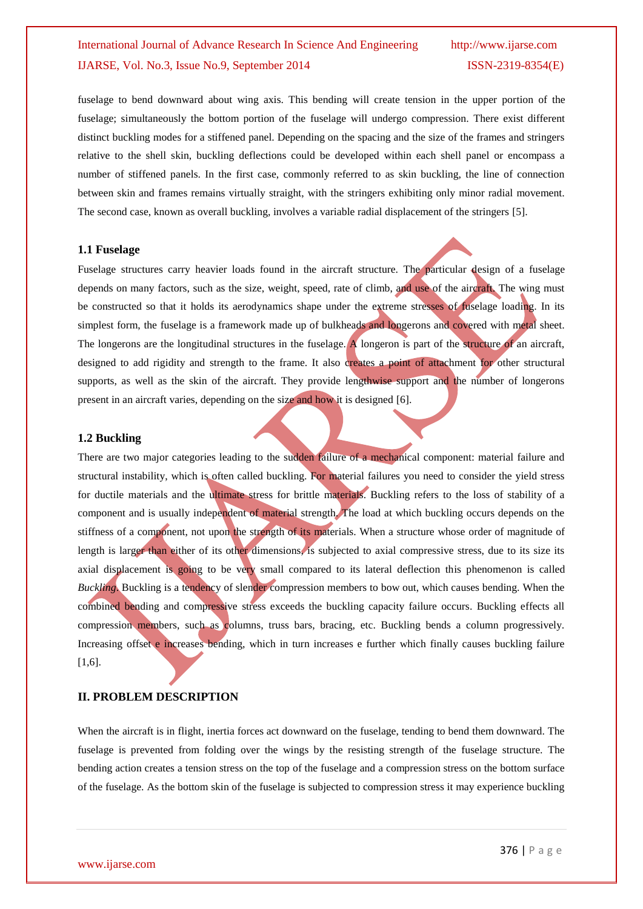fuselage to bend downward about wing axis. This bending will create tension in the upper portion of the fuselage; simultaneously the bottom portion of the fuselage will undergo compression. There exist different distinct buckling modes for a stiffened panel. Depending on the spacing and the size of the frames and stringers relative to the shell skin, buckling deflections could be developed within each shell panel or encompass a number of stiffened panels. In the first case, commonly referred to as skin buckling, the line of connection between skin and frames remains virtually straight, with the stringers exhibiting only minor radial movement. The second case, known as overall buckling, involves a variable radial displacement of the stringers [5].

### 1.1 Fuselage

Fuselage structures carry heavier loads found in the aircraft structure. The particular design of a fuselage depends on many factors, such as the size, weight, speed, rate of climb, and use of the aircraft. The wing must be constructed so that it holds its aerodynamics shape under the extreme stresses of fuselage loading. In its simplest form, the fuselage is a framework made up of bulkheads and longerons and covered with metal sheet. The longerons are the longitudinal structures in the fuselage. A longeron is part of the structure of an aircraft, designed to add rigidity and strength to the frame. It also creates a point of attachment for other structural supports, as well as the skin of the aircraft. They provide lengthwise support and the number of longerons present in an aircraft varies, depending on the size and how it is designed [6].

### 1.2 Buckling

There are two major categories leading to the sudden failure of a mechanical component: material failure and structural instability, which is often called buckling. For material failures you need to consider the yield stress for ductile materials and the ultimate stress for brittle materials. Buckling refers to the loss of stability of a component and is usually independent of material strength. The load at which buckling occurs depends on the stiffness of a component, not upon the strength of its materials. When a structure whose order of magnitude of length is larger than either of its other dimensions, is subjected to axial compressive stress, due to its size its axial displacement is going to be very small compared to its lateral deflection this phenomenon is called *Buckling*. Buckling is a tendency of slender compression members to bow out, which causes bending. When the combined bending and compressive stress exceeds the buckling capacity failure occurs. Buckling effects all compression members, such as columns, truss bars, bracing, etc. Buckling bends a column progressively. Increasing offset e increases bending, which in turn increases e further which finally causes buckling failure [1,6].

## II. PROBLEM DESCRIPTION

When the aircraft is in flight, inertia forces act downward on the fuselage, tending to bend them downward. The fuselage is prevented from folding over the wings by the resisting strength of the fuselage structure. The bending action creates a tension stress on the top of the fuselage and a compression stress on the bottom surface of the fuselage. As the bottom skin of the fuselage is subjected to compression stress it may experience buckling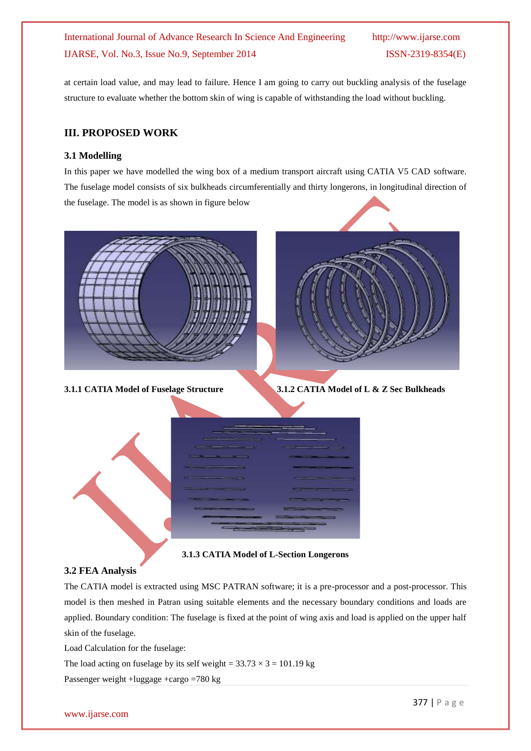at certain load value, and may lead to failure. Hence I am going to carry out buckling analysis of the fuselage structure to evaluate whether the bottom skin of wing is capable of withstanding the load without buckling.

## III. PROPOSED WORK

### 3.1 Modelling

In this paper we have modelled the wing box of a medium transport aircraft using CATIA V5 CAD software. The fuselage model consists of six bulkheads circumferentially and thirty longerons, in longitudinal direction of the fuselage. The model is as shown in figure below

**3.1.1 CATIA Model of Fuselage Structure**

**3.1.2 CATIA Model of L & Z Sec Bulkheads**

**3.1.3 CATIA Model of L-Section Longerons**

### 3.2 FEA Analysis

The CATIA model is extracted using MSC PATRAN software; it is a pre-processor and a post-processor. This model is then meshed in Patran using suitable elements and the necessary boundary conditions and loads are applied. Boundary condition: The fuselage is fixed at the point of wing axis and load is applied on the upper half skin of the fuselage.

Load Calculation for the fuselage:

The load acting on fuselage by its self weight = $33.73 \times 3 = 101.19$ kg

Passenger weight +luggage +cargo =780 kg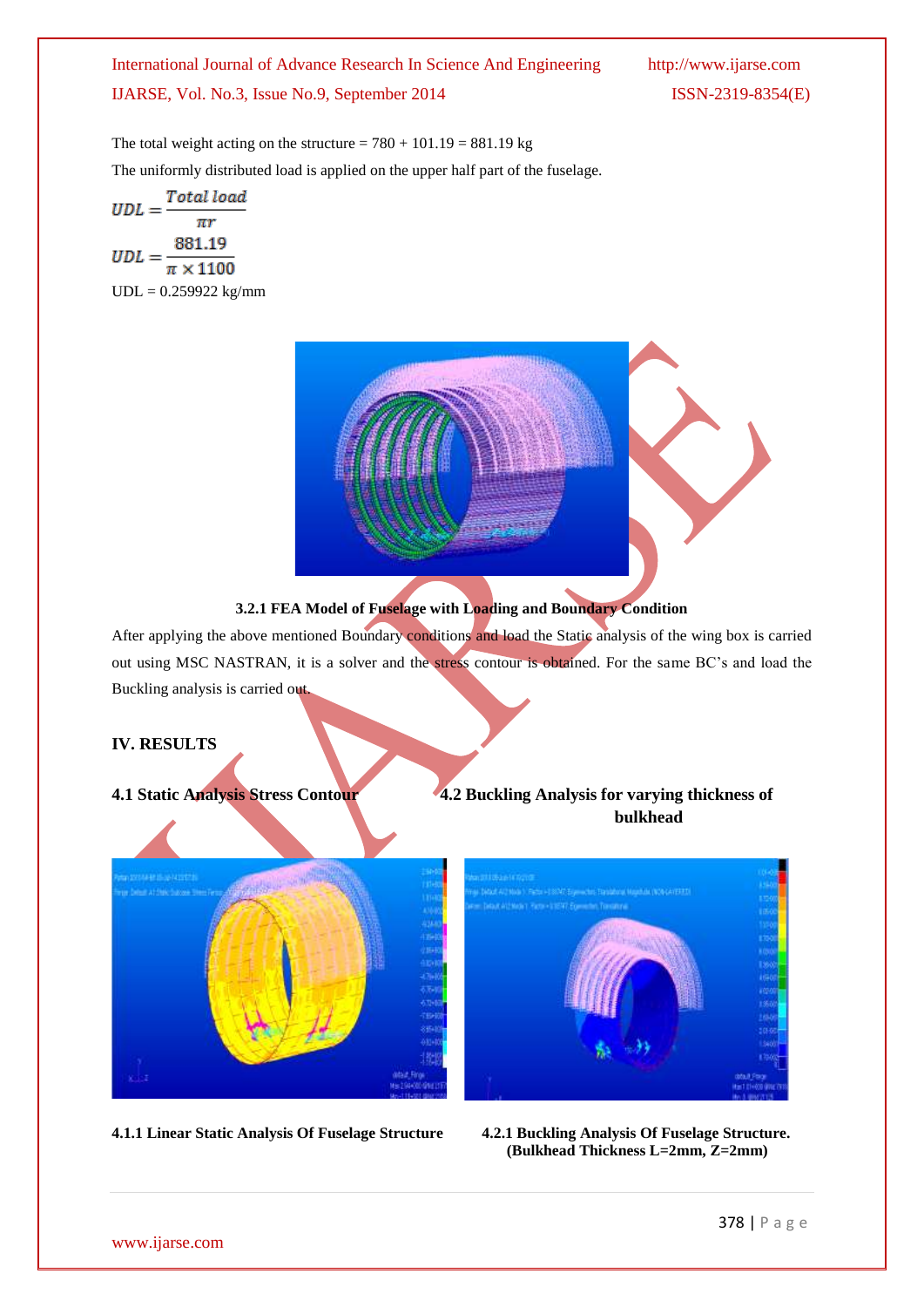The total weight acting on the structure = 780 + 101.19 = 881.19 kg

The uniformly distributed load is applied on the upper half part of the fuselage.

$$UDL = \frac{Total\ load}{\pi r}$$

$$UDL = \frac{881.19}{\pi \times 1100}$$

UDL = 0.259922 kg/mm

**3.2.1 FEA Model of Fuselage with Loading and Boundary Condition**

After applying the above mentioned Boundary conditions and load the Static analysis of the wing box is carried out using MSC NASTRAN, it is a solver and the stress contour is obtained. For the same BC's and load the Buckling analysis is carried out.

## IV. RESULTS

### 4.1 Static Analysis Stress Contour

**4.1.1 Linear Static Analysis Of Fuselage Structure**

### 4.2 Buckling Analysis for varying thickness of bulkhead

**4.2.1 Buckling Analysis Of Fuselage Structure. (Bulkhead Thickness L=2mm, Z=2mm)**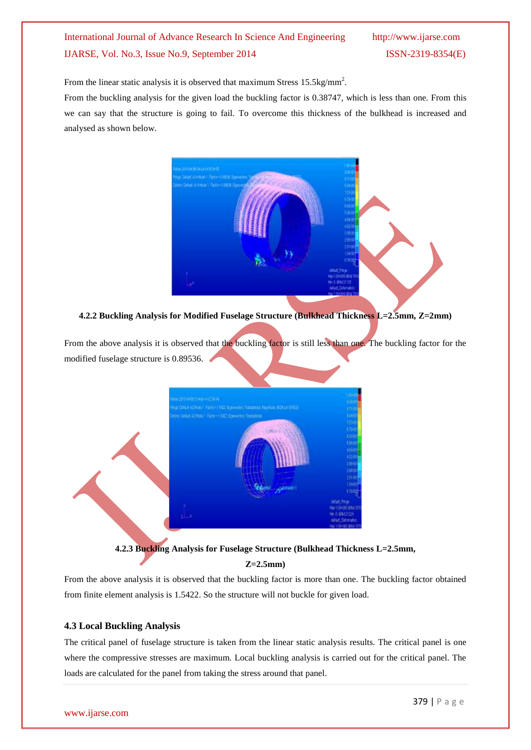From the linear static analysis it is observed that maximum Stress 15.5kg/mm$^2$.

From the buckling analysis for the given load the buckling factor is 0.38747, which is less than one. From this we can say that the structure is going to fail. To overcome this thickness of the bulkhead is increased and analysed as shown below.

**4.2.2 Buckling Analysis for Modified Fuselage Structure (Bulkhead Thickness L=2.5mm, Z=2mm)**

From the above analysis it is observed that the buckling factor is still less than one. The buckling factor for the modified fuselage structure is 0.89536.

**4.2.3 Buckling Analysis for Fuselage Structure (Bulkhead Thickness L=2.5mm, Z=2.5mm)**

From the above analysis it is observed that the buckling factor is more than one. The buckling factor obtained from finite element analysis is 1.5422. So the structure will not buckle for given load.

### 4.3 Local Buckling Analysis

The critical panel of fuselage structure is taken from the linear static analysis results. The critical panel is one where the compressive stresses are maximum. Local buckling analysis is carried out for the critical panel. The loads are calculated for the panel from taking the stress around that panel.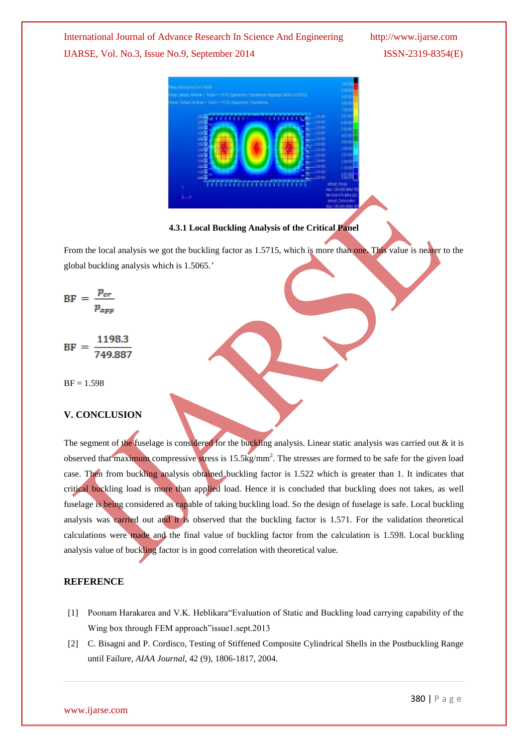**4.3.1 Local Buckling Analysis of the Critical Panel**

From the local analysis we got the buckling factor as 1.5715, which is more than one. This value is nearer to the global buckling analysis which is 1.5065.'

$$\mathrm{BF} = \frac{p_{cr}}{p_{app}}$$

$$\mathrm{BF} = \frac{1198.3}{749.887}$$

BF = 1.598

## V. CONCLUSION

The segment of the fuselage is considered for the buckling analysis. Linear static analysis was carried out & it is observed that maximum compressive stress is 15.5kg/mm$^2$. The stresses are formed to be safe for the given load case. Then from buckling analysis obtained buckling factor is 1.522 which is greater than 1. It indicates that critical buckling load is more than applied load. Hence it is concluded that buckling does not takes, as well fuselage is being considered as capable of taking buckling load. So the design of fuselage is safe. Local buckling analysis was carried out and it is observed that the buckling factor is 1.571. For the validation theoretical calculations were made and the final value of buckling factor from the calculation is 1.598. Local buckling analysis value of buckling factor is in good correlation with theoretical value.

## REFERENCE

[1] Poonam Harakarea and V.K. Heblikara"Evaluation of Static and Buckling load carrying capability of the Wing box through FEM approach"issue1.sept.2013

[2] C. Bisagni and P. Cordisco, Testing of Stiffened Composite Cylindrical Shells in the Postbuckling Range until Failure, *AIAA Journal*, 42 (9), 1806-1817, 2004.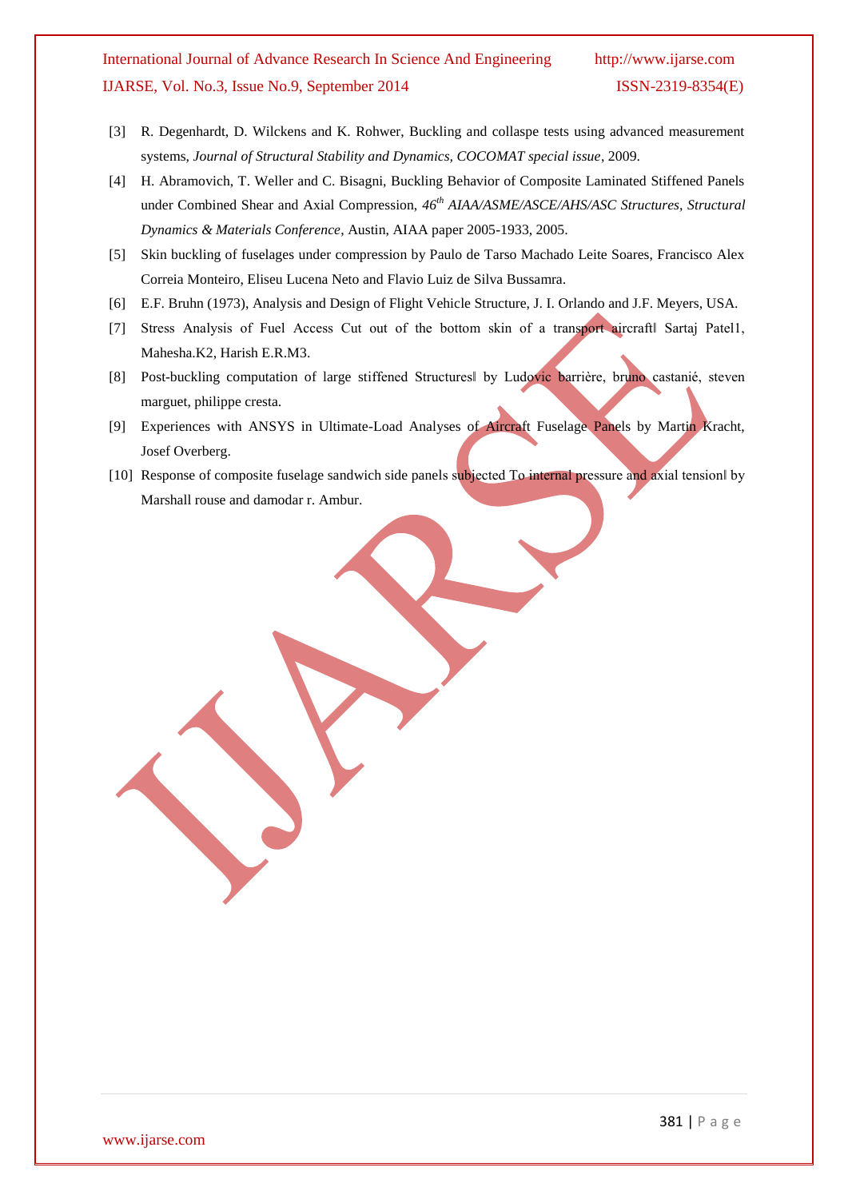[3] R. Degenhardt, D. Wilckens and K. Rohwer, Buckling and collaspe tests using advanced measurement systems, *Journal of Structural Stability and Dynamics, COCOMAT special issue*, 2009.

[4] H. Abramovich, T. Weller and C. Bisagni, Buckling Behavior of Composite Laminated Stiffened Panels under Combined Shear and Axial Compression, *46th AIAA/ASME/ASCE/AHS/ASC Structures, Structural Dynamics & Materials Conference*, Austin, AIAA paper 2005-1933, 2005.

[5] Skin buckling of fuselages under compression by Paulo de Tarso Machado Leite Soares, Francisco Alex Correia Monteiro, Eliseu Lucena Neto and Flavio Luiz de Silva Bussamra.

[6] E.F. Bruhn (1973), Analysis and Design of Flight Vehicle Structure, J. I. Orlando and J.F. Meyers, USA.

[7] Stress Analysis of Fuel Access Cut out of the bottom skin of a transport aircraft‖ Sartaj Patel1, Mahesha.K2, Harish E.R.M3.

[8] Post-buckling computation of large stiffened Structures‖ by Ludovic barrière, bruno castanié, steven marguet, philippe cresta.

[9] Experiences with ANSYS in Ultimate-Load Analyses of Aircraft Fuselage Panels by Martin Kracht, Josef Overberg.

[10] Response of composite fuselage sandwich side panels subjected To internal pressure and axial tension‖ by Marshall rouse and damodar r. Ambur.